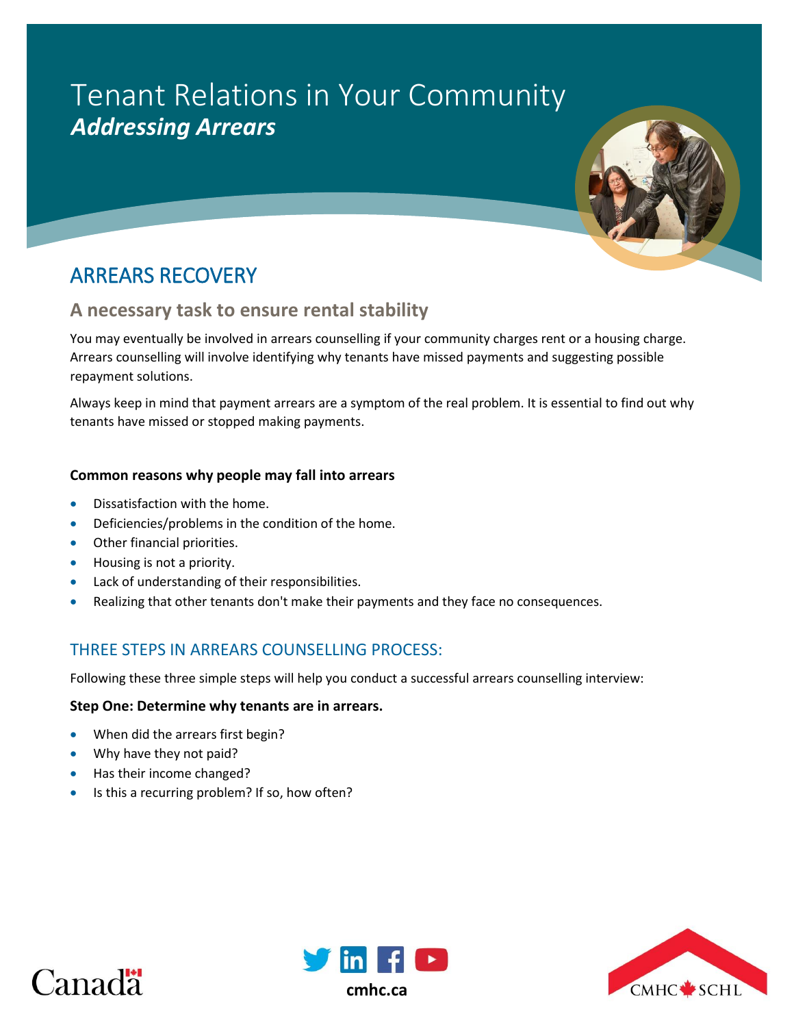# Tenant Relations in Your Community

***Addressing Arrears***

## ARREARS RECOVERY

### A necessary task to ensure rental stability

You may eventually be involved in arrears counselling if your community charges rent or a housing charge. Arrears counselling will involve identifying why tenants have missed payments and suggesting possible repayment solutions.

Always keep in mind that payment arrears are a symptom of the real problem. It is essential to find out why tenants have missed or stopped making payments.

**Common reasons why people may fall into arrears**

- Dissatisfaction with the home.
- Deficiencies/problems in the condition of the home.
- Other financial priorities.
- Housing is not a priority.
- Lack of understanding of their responsibilities.
- Realizing that other tenants don't make their payments and they face no consequences.

## THREE STEPS IN ARREARS COUNSELLING PROCESS:

Following these three simple steps will help you conduct a successful arrears counselling interview:

**Step One: Determine why tenants are in arrears.**

- When did the arrears first begin?
- Why have they not paid?
- Has their income changed?
- Is this a recurring problem? If so, how often?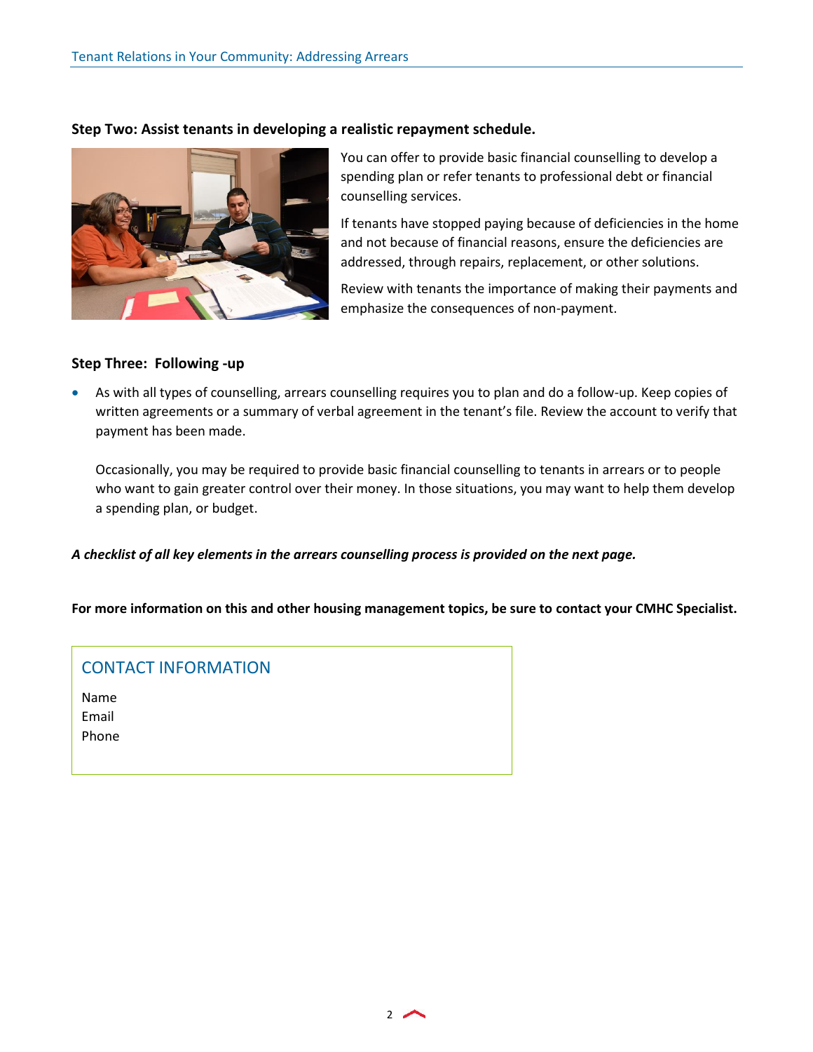**Step Two: Assist tenants in developing a realistic repayment schedule.**

You can offer to provide basic financial counselling to develop a spending plan or refer tenants to professional debt or financial counselling services.

If tenants have stopped paying because of deficiencies in the home and not because of financial reasons, ensure the deficiencies are addressed, through repairs, replacement, or other solutions.

Review with tenants the importance of making their payments and emphasize the consequences of non-payment.

**Step Three: Following -up**

- As with all types of counselling, arrears counselling requires you to plan and do a follow-up. Keep copies of written agreements or a summary of verbal agreement in the tenant's file. Review the account to verify that payment has been made.

  Occasionally, you may be required to provide basic financial counselling to tenants in arrears or to people who want to gain greater control over their money. In those situations, you may want to help them develop a spending plan, or budget.

***A checklist of all key elements in the arrears counselling process is provided on the next page.***

**For more information on this and other housing management topics, be sure to contact your CMHC Specialist.**

## CONTACT INFORMATION

Name
Email
Phone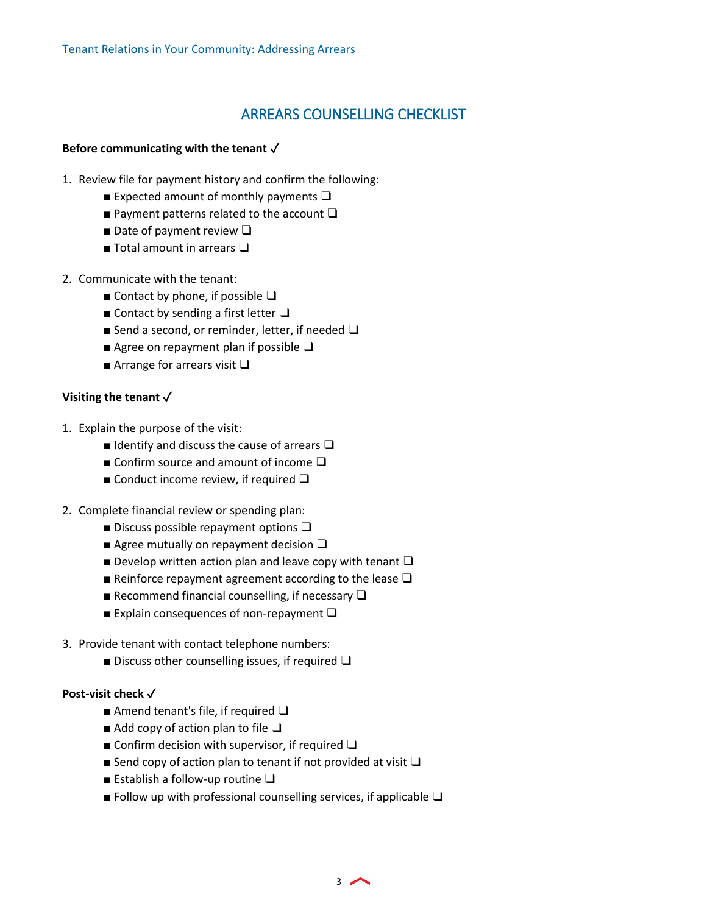# ARREARS COUNSELLING CHECKLIST

**Before communicating with the tenant ✓**

1. Review file for payment history and confirm the following:
   - ■ Expected amount of monthly payments ❑
   - ■ Payment patterns related to the account ❑
   - ■ Date of payment review ❑
   - ■ Total amount in arrears ❑

2. Communicate with the tenant:
   - ■ Contact by phone, if possible ❑
   - ■ Contact by sending a first letter ❑
   - ■ Send a second, or reminder, letter, if needed ❑
   - ■ Agree on repayment plan if possible ❑
   - ■ Arrange for arrears visit ❑

**Visiting the tenant ✓**

1. Explain the purpose of the visit:
   - ■ Identify and discuss the cause of arrears ❑
   - ■ Confirm source and amount of income ❑
   - ■ Conduct income review, if required ❑

2. Complete financial review or spending plan:
   - ■ Discuss possible repayment options ❑
   - ■ Agree mutually on repayment decision ❑
   - ■ Develop written action plan and leave copy with tenant ❑
   - ■ Reinforce repayment agreement according to the lease ❑
   - ■ Recommend financial counselling, if necessary ❑
   - ■ Explain consequences of non-repayment ❑

3. Provide tenant with contact telephone numbers:
   - ■ Discuss other counselling issues, if required ❑

**Post-visit check ✓**

- ■ Amend tenant's file, if required ❑
- ■ Add copy of action plan to file ❑
- ■ Confirm decision with supervisor, if required ❑
- ■ Send copy of action plan to tenant if not provided at visit ❑
- ■ Establish a follow-up routine ❑
- ■ Follow up with professional counselling services, if applicable ❑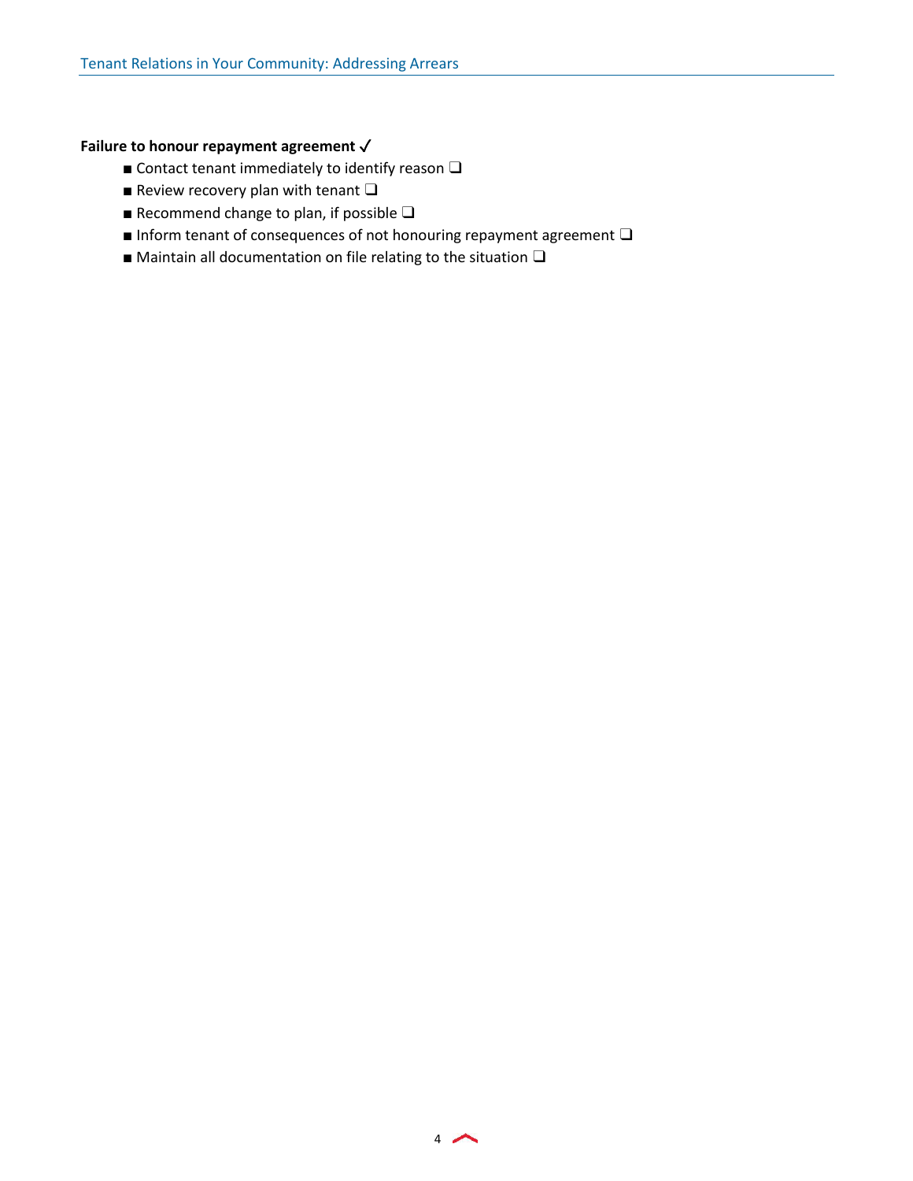**Failure to honour repayment agreement ✓**

- Contact tenant immediately to identify reason ❑
- Review recovery plan with tenant ❑
- Recommend change to plan, if possible ❑
- Inform tenant of consequences of not honouring repayment agreement ❑
- Maintain all documentation on file relating to the situation ❑